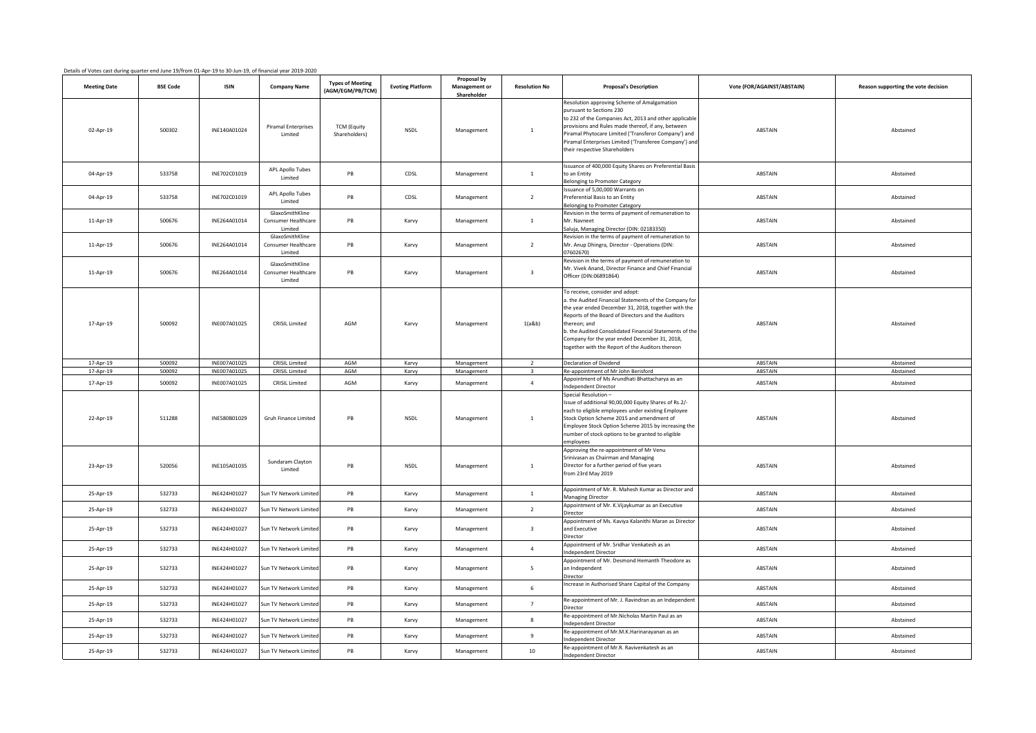Details of Votes cast during quarter end June 19/from 01-Apr-19 to 30-Jun-19, of financial year 2019-2020

| Meeting Date | BSE Code | ISIN | Company Name | Types of Meeting (AGM/EGM/PB/TCM) | Evoting Platform | Proposal by Management or Shareholder | Resolution No | Proposal's Description | Vote (FOR/AGAINST/ABSTAIN) | Reason supporting the vote decision |
|---|---|---|---|---|---|---|---|---|---|---|
| 02-Apr-19 | 500302 | INE140A01024 | Piramal Enterprises Limited | TCM (Equity Shareholders) | NSDL | Management | 1 | Resolution approving Scheme of Amalgamation pursuant to Sections 230 to 232 of the Companies Act, 2013 and other applicable provisions and Rules made thereof, if any, between Piramal Phytocare Limited ('Transferor Company') and Piramal Enterprises Limited ('Transferee Company') and their respective Shareholders | ABSTAIN | Abstained |
| 04-Apr-19 | 533758 | INE702C01019 | APL Apollo Tubes Limited | PB | CDSL | Management | 1 | Issuance of 400,000 Equity Shares on Preferential Basis to an Entity Belonging to Promoter Category | ABSTAIN | Abstained |
| 04-Apr-19 | 533758 | INE702C01019 | APL Apollo Tubes Limited | PB | CDSL | Management | 2 | Issuance of 5,00,000 Warrants on Preferential Basis to an Entity Belonging to Promoter Category | ABSTAIN | Abstained |
| 11-Apr-19 | 500676 | INE264A01014 | GlaxoSmithKline Consumer Healthcare Limited | PB | Karvy | Management | 1 | Revision in the terms of payment of remuneration to Mr. Navneet Saluja, Managing Director (DIN: 02183350) | ABSTAIN | Abstained |
| 11-Apr-19 | 500676 | INE264A01014 | GlaxoSmithKline Consumer Healthcare Limited | PB | Karvy | Management | 2 | Revision in the terms of payment of remuneration to Mr. Anup Dhingra, Director - Operations (DIN: 07602670) | ABSTAIN | Abstained |
| 11-Apr-19 | 500676 | INE264A01014 | GlaxoSmithKline Consumer Healthcare Limited | PB | Karvy | Management | 3 | Revision in the terms of payment of remuneration to Mr. Vivek Anand, Director Finance and Chief Financial Officer (DIN:06891864) | ABSTAIN | Abstained |
| 17-Apr-19 | 500092 | INE007A01025 | CRISIL Limited | AGM | Karvy | Management | 1(a&b) | To receive, consider and adopt: a. the Audited Financial Statements of the Company for the year ended December 31, 2018, together with the Reports of the Board of Directors and the Auditors thereon; and b. the Audited Consolidated Financial Statements of the Company for the year ended December 31, 2018, together with the Report of the Auditors thereon | ABSTAIN | Abstained |
| 17-Apr-19 | 500092 | INE007A01025 | CRISIL Limited | AGM | Karvy | Management | 2 | Declaration of Dividend | ABSTAIN | Abstained |
| 17-Apr-19 | 500092 | INE007A01025 | CRISIL Limited | AGM | Karvy | Management | 3 | Re-appointment of Mr John Berisford | ABSTAIN | Abstained |
| 17-Apr-19 | 500092 | INE007A01025 | CRISIL Limited | AGM | Karvy | Management | 4 | Appointment of Ms Arundhati Bhattacharya as an Independent Director | ABSTAIN | Abstained |
| 22-Apr-19 | 511288 | INE580B01029 | Gruh Finance Limited | PB | NSDL | Management | 1 | Special Resolution – Issue of additional 90,00,000 Equity Shares of Rs.2/- each to eligible employees under existing Employee Stock Option Scheme 2015 and amendment of Employee Stock Option Scheme 2015 by increasing the number of stock options to be granted to eligible employees | ABSTAIN | Abstained |
| 23-Apr-19 | 520056 | INE105A01035 | Sundaram Clayton Limited | PB | NSDL | Management | 1 | Approving the re-appointment of Mr Venu Srinivasan as Chairman and Managing Director for a further period of five years from 23rd May 2019 | ABSTAIN | Abstained |
| 25-Apr-19 | 532733 | INE424H01027 | Sun TV Network Limited | PB | Karvy | Management | 1 | Appointment of Mr. R. Mahesh Kumar as Director and Managing Director | ABSTAIN | Abstained |
| 25-Apr-19 | 532733 | INE424H01027 | Sun TV Network Limited | PB | Karvy | Management | 2 | Appointment of Mr. K.Vijaykumar as an Executive Director | ABSTAIN | Abstained |
| 25-Apr-19 | 532733 | INE424H01027 | Sun TV Network Limited | PB | Karvy | Management | 3 | Appointment of Ms. Kaviya Kalanithi Maran as Director and Executive Director | ABSTAIN | Abstained |
| 25-Apr-19 | 532733 | INE424H01027 | Sun TV Network Limited | PB | Karvy | Management | 4 | Appointment of Mr. Sridhar Venkatesh as an Independent Director | ABSTAIN | Abstained |
| 25-Apr-19 | 532733 | INE424H01027 | Sun TV Network Limited | PB | Karvy | Management | 5 | Appointment of Mr. Desmond Hemanth Theodore as an Independent Director | ABSTAIN | Abstained |
| 25-Apr-19 | 532733 | INE424H01027 | Sun TV Network Limited | PB | Karvy | Management | 6 | Increase in Authorised Share Capital of the Company | ABSTAIN | Abstained |
| 25-Apr-19 | 532733 | INE424H01027 | Sun TV Network Limited | PB | Karvy | Management | 7 | Re-appointment of Mr. J. Ravindran as an Independent Director | ABSTAIN | Abstained |
| 25-Apr-19 | 532733 | INE424H01027 | Sun TV Network Limited | PB | Karvy | Management | 8 | Re-appointment of Mr.Nicholas Martin Paul as an Independent Director | ABSTAIN | Abstained |
| 25-Apr-19 | 532733 | INE424H01027 | Sun TV Network Limited | PB | Karvy | Management | 9 | Re-appointment of Mr.M.K.Harinarayanan as an Independent Director | ABSTAIN | Abstained |
| 25-Apr-19 | 532733 | INE424H01027 | Sun TV Network Limited | PB | Karvy | Management | 10 | Re-appointment of Mr.R. Ravivenkatesh as an Independent Director | ABSTAIN | Abstained |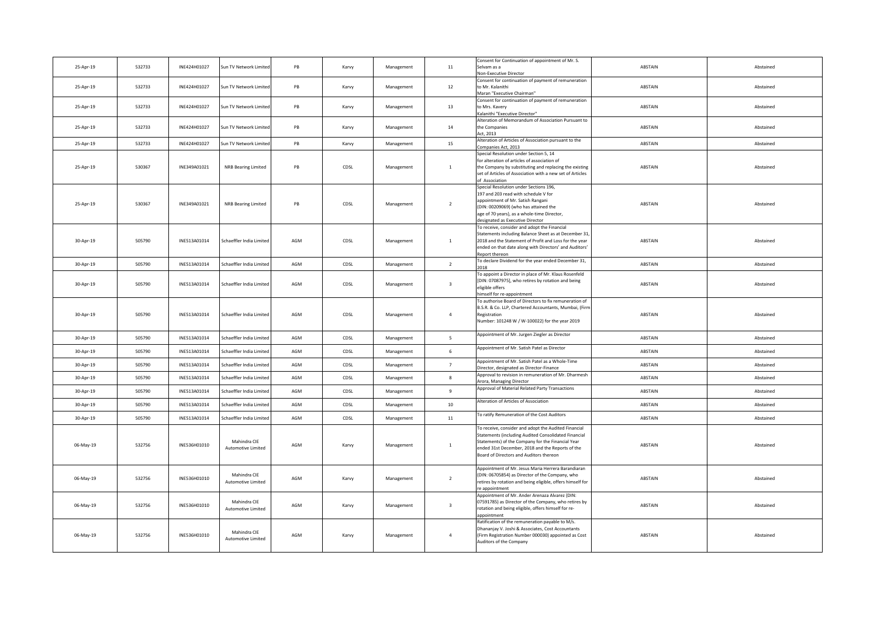| 25-Apr-19 | 532733 | INE424H01027 | Sun TV Network Limited | PB | Karvy | Management | 11 | Consent for Continuation of appointment of Mr. S. Selvam as a Non-Executive Director | ABSTAIN | Abstained |
|---|---|---|---|---|---|---|---|---|---|---|
| 25-Apr-19 | 532733 | INE424H01027 | Sun TV Network Limited | PB | Karvy | Management | 12 | Consent for continuation of payment of remuneration to Mr. Kalanithi Maran "Executive Chairman" | ABSTAIN | Abstained |
| 25-Apr-19 | 532733 | INE424H01027 | Sun TV Network Limited | PB | Karvy | Management | 13 | Consent for continuation of payment of remuneration to Mrs. Kavery Kalanithi "Executive Director" | ABSTAIN | Abstained |
| 25-Apr-19 | 532733 | INE424H01027 | Sun TV Network Limited | PB | Karvy | Management | 14 | Alteration of Memorandum of Association Pursuant to the Companies Act, 2013 | ABSTAIN | Abstained |
| 25-Apr-19 | 532733 | INE424H01027 | Sun TV Network Limited | PB | Karvy | Management | 15 | Alteration of Articles of Association pursuant to the Companies Act, 2013 | ABSTAIN | Abstained |
| 25-Apr-19 | 530367 | INE349A01021 | NRB Bearing Limited | PB | CDSL | Management | 1 | Special Resolution under Section 5, 14 for alteration of articles of association of the Company by substituting and replacing the existing set of Articles of Association with a new set of Articles of Association | ABSTAIN | Abstained |
| 25-Apr-19 | 530367 | INE349A01021 | NRB Bearing Limited | PB | CDSL | Management | 2 | Special Resolution under Sections 196, 197 and 203 read with schedule V for appointment of Mr. Satish Rangani (DIN: 00209069) (who has attained the age of 70 years), as a whole-time Director, designated as Executive Director | ABSTAIN | Abstained |
| 30-Apr-19 | 505790 | INE513A01014 | Schaeffler India Limited | AGM | CDSL | Management | 1 | To receive, consider and adopt the Financial Statements including Balance Sheet as at December 31, 2018 and the Statement of Profit and Loss for the year ended on that date along with Directors' and Auditors' Report thereon | ABSTAIN | Abstained |
| 30-Apr-19 | 505790 | INE513A01014 | Schaeffler India Limited | AGM | CDSL | Management | 2 | To declare Dividend for the year ended December 31, 2018 | ABSTAIN | Abstained |
| 30-Apr-19 | 505790 | INE513A01014 | Schaeffler India Limited | AGM | CDSL | Management | 3 | To appoint a Director in place of Mr. Klaus Rosenfeld [DIN: 07087975], who retires by rotation and being eligible offers himself for re-appointment | ABSTAIN | Abstained |
| 30-Apr-19 | 505790 | INE513A01014 | Schaeffler India Limited | AGM | CDSL | Management | 4 | To authorise Board of Directors to fix remuneration of B.S.R. & Co. LLP, Chartered Accountants, Mumbai, (Firm Registration Number: 101248 W / W-100022) for the year 2019 | ABSTAIN | Abstained |
| 30-Apr-19 | 505790 | INE513A01014 | Schaeffler India Limited | AGM | CDSL | Management | 5 | Appointment of Mr. Jurgen Ziegler as Director | ABSTAIN | Abstained |
| 30-Apr-19 | 505790 | INE513A01014 | Schaeffler India Limited | AGM | CDSL | Management | 6 | Appointment of Mr. Satish Patel as Director | ABSTAIN | Abstained |
| 30-Apr-19 | 505790 | INE513A01014 | Schaeffler India Limited | AGM | CDSL | Management | 7 | Appointment of Mr. Satish Patel as a Whole-Time Director, designated as Director-Finance | ABSTAIN | Abstained |
| 30-Apr-19 | 505790 | INE513A01014 | Schaeffler India Limited | AGM | CDSL | Management | 8 | Approval to revision in remuneration of Mr. Dharmesh Arora, Managing Director | ABSTAIN | Abstained |
| 30-Apr-19 | 505790 | INE513A01014 | Schaeffler India Limited | AGM | CDSL | Management | 9 | Approval of Material Related Party Transactions | ABSTAIN | Abstained |
| 30-Apr-19 | 505790 | INE513A01014 | Schaeffler India Limited | AGM | CDSL | Management | 10 | Alteration of Articles of Association | ABSTAIN | Abstained |
| 30-Apr-19 | 505790 | INE513A01014 | Schaeffler India Limited | AGM | CDSL | Management | 11 | To ratify Remuneration of the Cost Auditors | ABSTAIN | Abstained |
| 06-May-19 | 532756 | INE536H01010 | Mahindra CIE Automotive Limited | AGM | Karvy | Management | 1 | To receive, consider and adopt the Audited Financial Statements (including Audited Consolidated Financial Statements) of the Company for the Financial Year ended 31st December, 2018 and the Reports of the Board of Directors and Auditors thereon | ABSTAIN | Abstained |
| 06-May-19 | 532756 | INE536H01010 | Mahindra CIE Automotive Limited | AGM | Karvy | Management | 2 | Appointment of Mr. Jesus Maria Herrera Barandiaran (DIN: 06705854) as Director of the Company, who retires by rotation and being eligible, offers himself for re appointment | ABSTAIN | Abstained |
| 06-May-19 | 532756 | INE536H01010 | Mahindra CIE Automotive Limited | AGM | Karvy | Management | 3 | Appointment of Mr. Ander Arenaza Alvarez (DIN: 07591785) as Director of the Company, who retires by rotation and being eligible, offers himself for re-appointment | ABSTAIN | Abstained |
| 06-May-19 | 532756 | INE536H01010 | Mahindra CIE Automotive Limited | AGM | Karvy | Management | 4 | Ratification of the remuneration payable to M/s. Dhananjay V. Joshi & Associates, Cost Accountants (Firm Registration Number 000030) appointed as Cost Auditors of the Company | ABSTAIN | Abstained |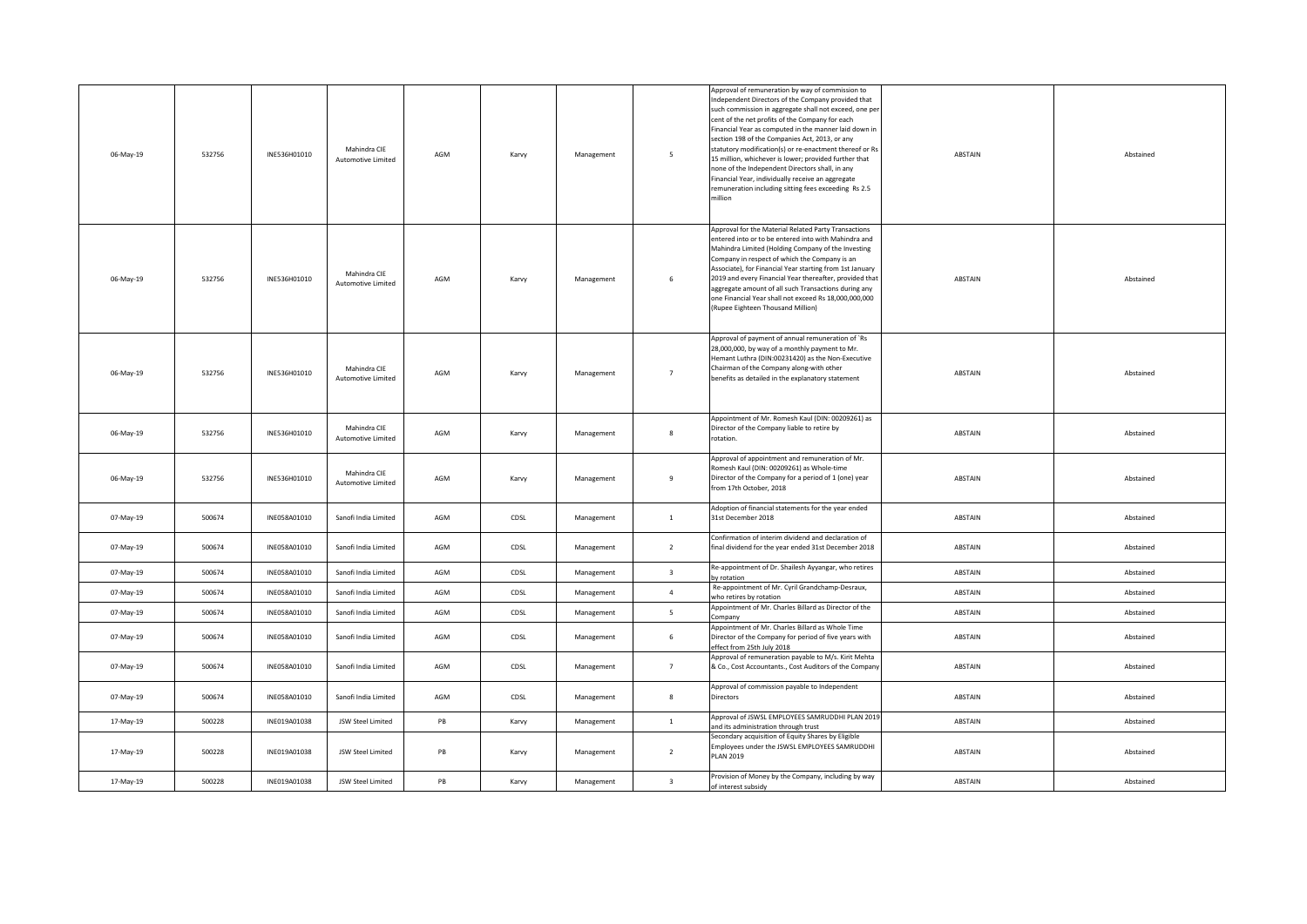| | | | | | | | | | | |
|---|---|---|---|---|---|---|---|---|---|---|
| 06-May-19 | 532756 | INE536H01010 | Mahindra CIE Automotive Limited | AGM | Karvy | Management | 5 | Approval of remuneration by way of commission to Independent Directors of the Company provided that such commission in aggregate shall not exceed, one per cent of the net profits of the Company for each Financial Year as computed in the manner laid down in section 198 of the Companies Act, 2013, or any statutory modification(s) or re-enactment thereof or Rs 15 million, whichever is lower; provided further that none of the Independent Directors shall, in any Financial Year, individually receive an aggregate remuneration including sitting fees exceeding Rs 2.5 million | ABSTAIN | Abstained |
| 06-May-19 | 532756 | INE536H01010 | Mahindra CIE Automotive Limited | AGM | Karvy | Management | 6 | Approval for the Material Related Party Transactions entered into or to be entered into with Mahindra and Mahindra Limited (Holding Company of the Investing Company in respect of which the Company is an Associate), for Financial Year starting from 1st January 2019 and every Financial Year thereafter, provided that aggregate amount of all such Transactions during any one Financial Year shall not exceed Rs 18,000,000,000 (Rupee Eighteen Thousand Million) | ABSTAIN | Abstained |
| 06-May-19 | 532756 | INE536H01010 | Mahindra CIE Automotive Limited | AGM | Karvy | Management | 7 | Approval of payment of annual remuneration of `Rs 28,000,000, by way of a monthly payment to Mr. Hemant Luthra (DIN:00231420) as the Non-Executive Chairman of the Company along-with other benefits as detailed in the explanatory statement | ABSTAIN | Abstained |
| 06-May-19 | 532756 | INE536H01010 | Mahindra CIE Automotive Limited | AGM | Karvy | Management | 8 | Appointment of Mr. Romesh Kaul (DIN: 00209261) as Director of the Company liable to retire by rotation. | ABSTAIN | Abstained |
| 06-May-19 | 532756 | INE536H01010 | Mahindra CIE Automotive Limited | AGM | Karvy | Management | 9 | Approval of appointment and remuneration of Mr. Romesh Kaul (DIN: 00209261) as Whole-time Director of the Company for a period of 1 (one) year from 17th October, 2018 | ABSTAIN | Abstained |
| 07-May-19 | 500674 | INE058A01010 | Sanofi India Limited | AGM | CDSL | Management | 1 | Adoption of financial statements for the year ended 31st December 2018 | ABSTAIN | Abstained |
| 07-May-19 | 500674 | INE058A01010 | Sanofi India Limited | AGM | CDSL | Management | 2 | Confirmation of interim dividend and declaration of final dividend for the year ended 31st December 2018 | ABSTAIN | Abstained |
| 07-May-19 | 500674 | INE058A01010 | Sanofi India Limited | AGM | CDSL | Management | 3 | Re-appointment of Dr. Shailesh Ayyangar, who retires by rotation | ABSTAIN | Abstained |
| 07-May-19 | 500674 | INE058A01010 | Sanofi India Limited | AGM | CDSL | Management | 4 | Re-appointment of Mr. Cyril Grandchamp-Desraux, who retires by rotation | ABSTAIN | Abstained |
| 07-May-19 | 500674 | INE058A01010 | Sanofi India Limited | AGM | CDSL | Management | 5 | Appointment of Mr. Charles Billard as Director of the Company | ABSTAIN | Abstained |
| 07-May-19 | 500674 | INE058A01010 | Sanofi India Limited | AGM | CDSL | Management | 6 | Appointment of Mr. Charles Billard as Whole Time Director of the Company for period of five years with effect from 25th July 2018 | ABSTAIN | Abstained |
| 07-May-19 | 500674 | INE058A01010 | Sanofi India Limited | AGM | CDSL | Management | 7 | Approval of remuneration payable to M/s. Kirit Mehta & Co., Cost Accountants., Cost Auditors of the Company | ABSTAIN | Abstained |
| 07-May-19 | 500674 | INE058A01010 | Sanofi India Limited | AGM | CDSL | Management | 8 | Approval of commission payable to Independent Directors | ABSTAIN | Abstained |
| 17-May-19 | 500228 | INE019A01038 | JSW Steel Limited | PB | Karvy | Management | 1 | Approval of JSWSL EMPLOYEES SAMRUDDHI PLAN 2019 and its administration through trust | ABSTAIN | Abstained |
| 17-May-19 | 500228 | INE019A01038 | JSW Steel Limited | PB | Karvy | Management | 2 | Secondary acquisition of Equity Shares by Eligible Employees under the JSWSL EMPLOYEES SAMRUDDHI PLAN 2019 | ABSTAIN | Abstained |
| 17-May-19 | 500228 | INE019A01038 | JSW Steel Limited | PB | Karvy | Management | 3 | Provision of Money by the Company, including by way of interest subsidy | ABSTAIN | Abstained |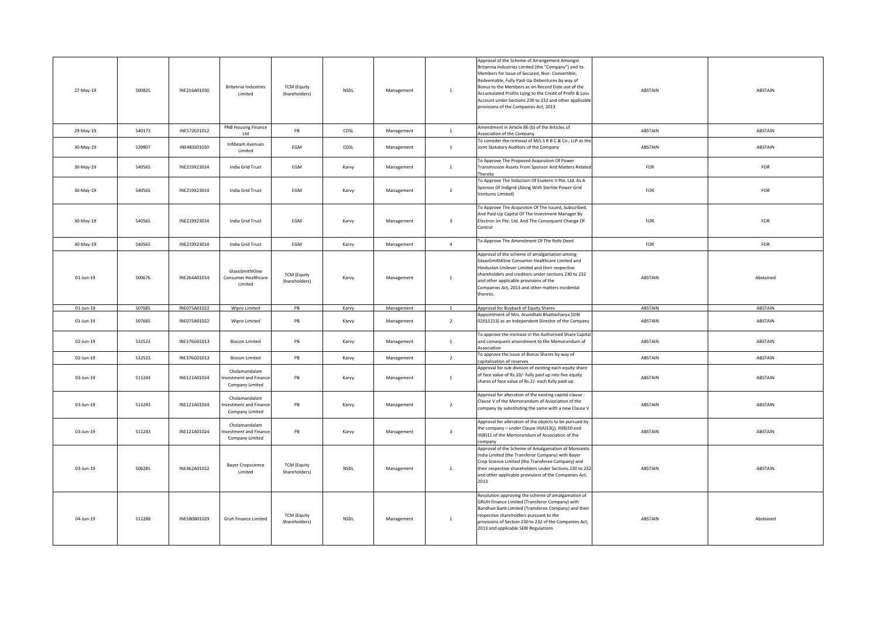| 27-May-19 | 500825 | INE216A01030 | Britannia Industries Limited | TCM (Equity Shareholders) | NSDL | Management | 1 | Approval of the Scheme of Arrangement Amongst Britannia Industries Limited (the "Company") and its Members for Issue of Secured, Non- Convertible, Redeemable, Fully Paid-Up Debentures by way of Bonus to the Members as on Record Date out of the Accumulated Profits Lying to the Credit of Profit & Loss Account under Sections 230 to 232 and other applicable provisions of the Companies Act, 2013 | ABSTAIN | ABSTAIN |
|---|---|---|---|---|---|---|---|---|---|---|
| 29-May-19 | 540173 | INE572E01012 | PNB Housing Finance Ltd | PB | CDSL | Management | 1 | Amendment in Article 86 (b) of the Articles of Association of the Company | ABSTAIN | ABSTAIN |
| 30-May-19 | 539807 | INE483S01020 | Infibeam Avenues Limited | EGM | CDSL | Management | 1 | To consider the removal of M/s S R B C & Co., LLP as the Joint Statutory Auditors of the Company | ABSTAIN | ABSTAIN |
| 30-May-19 | 540565 | INE219X23014 | India Grid Trust | EGM | Karvy | Management | 1 | To Approve The Proposed Acquisition Of Power Transmission Assets From Sponsor And Matters Related Thereto | FOR | FOR |
| 30-May-19 | 540565 | INE219X23014 | India Grid Trust | EGM | Karvy | Management | 2 | To Approve The Induction Of Esoteric II Pte. Ltd. As A Sponsor Of Indigrid (Along With Sterlite Power Grid Ventures Limited) | FOR | FOR |
| 30-May-19 | 540565 | INE219X23014 | India Grid Trust | EGM | Karvy | Management | 3 | To Approve The Acquisiton Of The Issued, Subscribed, And Paid-Up Capital Of The Investment Manager By Electron Im Pte. Ltd. And The Consequent Change Of Control | FOR | FOR |
| 30-May-19 | 540565 | INE219X23014 | India Grid Trust | EGM | Karvy | Management | 4 | To Approve The Amendment Of The Rofo Deed | FOR | FOR |
| 01-Jun-19 | 500676 | INE264A01014 | GlaxoSmithKline Consumer Healthcare Limited | TCM (Equity Shareholders) | Karvy | Management | 1 | Approval of the scheme of amalgamation among GlaxoSmithKline Consumer Healthcare Limited and Hindustan Unilever Limited and their respective shareholders and creditors under sections 230 to 232 and other applicable provisions of the Companies Act, 2013 and other matters incidental thereto. | ABSTAIN | Abstained |
| 01-Jun-19 | 507685 | INE075A01022 | Wipro Limited | PB | Karvy | Management | 1 | Approval for Buyback of Equity Shares | ABSTAIN | ABSTAIN |
| 01-Jun-19 | 507685 | INE075A01022 | Wipro Limited | PB | Karvy | Management | 2 | Appointment of Mrs. Arundhati Bhattacharya (DIN 02011213) as an Independent Director of the Company | ABSTAIN | ABSTAIN |
| 02-Jun-19 | 532523 | INE376G01013 | Biocon Limited | PB | Karvy | Management | 1 | To approve the increase in the Authorised Share Capital and consequent amendment to the Memorandum of Association | ABSTAIN | ABSTAIN |
| 02-Jun-19 | 532523 | INE376G01013 | Biocon Limited | PB | Karvy | Management | 2 | To approve the issue of Bonus Shares by way of capitalisation of reserves | ABSTAIN | ABSTAIN |
| 03-Jun-19 | 511243 | INE121A01024 | Cholamandalam Investment and Finance Company Limited | PB | Karvy | Management | 1 | Approval for sub-division of existing each equity share of face value of Rs.10/- fully paid up into five equity shares of face value of Rs.2/- each fully paid-up | ABSTAIN | ABSTAIN |
| 03-Jun-19 | 511243 | INE121A01024 | Cholamandalam Investment and Finance Company Limited | PB | Karvy | Management | 2 | Approval for alteration of the existing capital clause - Clause V of the Memorandum of Association of the company by substituting the same with a new Clause V | ABSTAIN | ABSTAIN |
| 03-Jun-19 | 511243 | INE121A01024 | Cholamandalam Investment and Finance Company Limited | PB | Karvy | Management | 3 | Approval for alteration of the objects to be pursued by the company – under Clause III(A)13(j), III(B)10 and III(B)11 of the Memorandum of Association of the company | ABSTAIN | ABSTAIN |
| 03-Jun-19 | 506285 | INE462A01022 | Bayer Cropscience Limited | TCM (Equity Shareholders) | NSDL | Management | 1 | Approval of the Scheme of Amalgamation of Monsanto India Limited (the Transferor Company) with Bayer Crop Science Limited (the Transferee Company) and their respective shareholders under Sections 230 to 232 and other applicable provisions of the Companies Act, 2013 | ABSTAIN | ABSTAIN |
| 04-Jun-19 | 511288 | INE580B01029 | Gruh Finance Limited | TCM (Equity Shareholders) | NSDL | Management | 1 | Resolution approving the scheme of amalgamation of GRUH Finance Limited (Transferor Company) with Bandhan Bank Limited (Transferee Company) and their respective shareholders pursuant to the provisions of Section 230 to 232 of the Companies Act, 2013 and applicable SEBI Regulations | ABSTAIN | Abstained |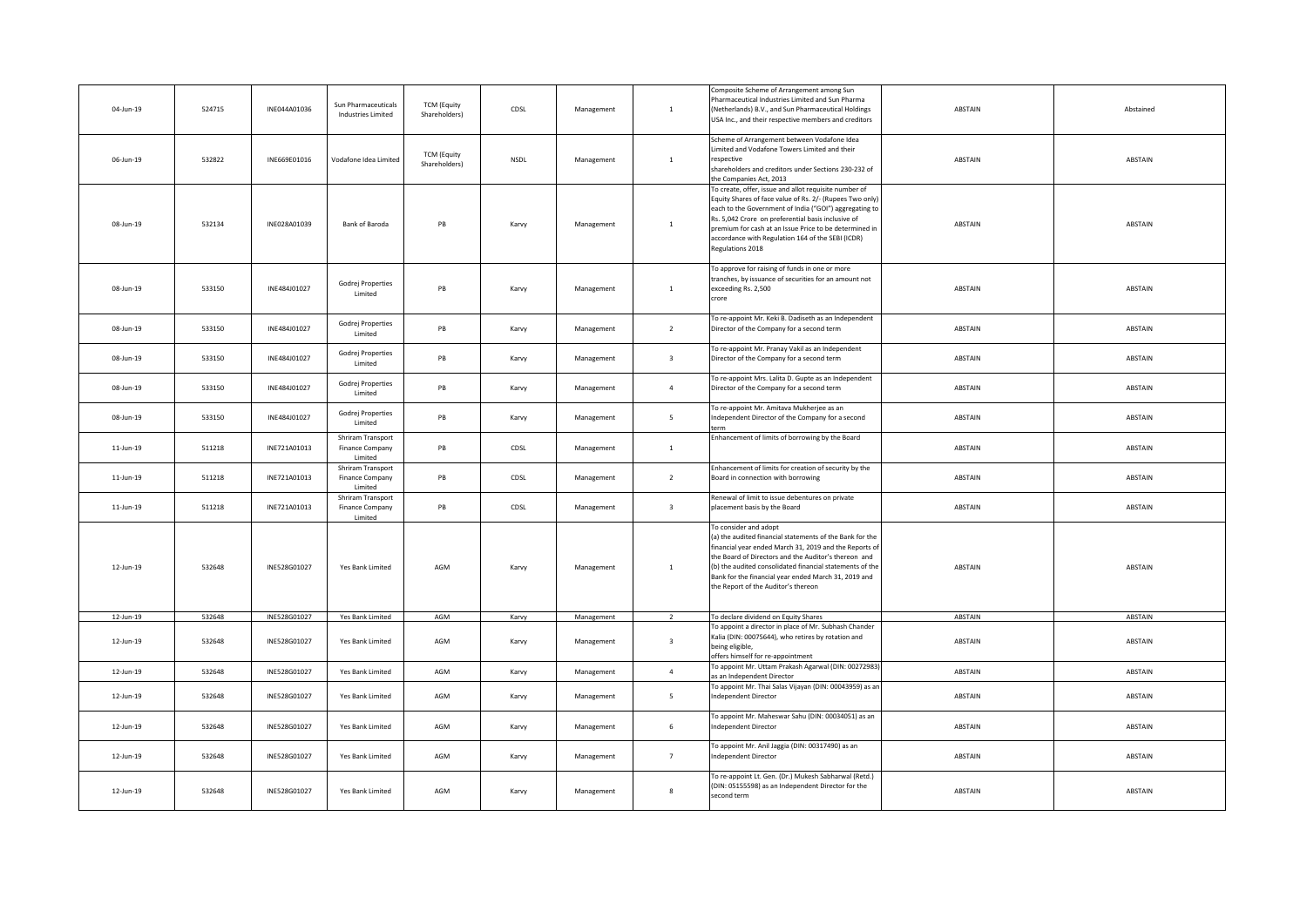| 04-Jun-19 | 524715 | INE044A01036 | Sun Pharmaceuticals Industries Limited | TCM (Equity Shareholders) | CDSL | Management | 1 | Composite Scheme of Arrangement among Sun Pharmaceutical Industries Limited and Sun Pharma (Netherlands) B.V., and Sun Pharmaceutical Holdings USA Inc., and their respective members and creditors | ABSTAIN | Abstained |
|---|---|---|---|---|---|---|---|---|---|---|
| 06-Jun-19 | 532822 | INE669E01016 | Vodafone Idea Limited | TCM (Equity Shareholders) | NSDL | Management | 1 | Scheme of Arrangement between Vodafone Idea Limited and Vodafone Towers Limited and their respective shareholders and creditors under Sections 230-232 of the Companies Act, 2013 | ABSTAIN | ABSTAIN |
| 08-Jun-19 | 532134 | INE028A01039 | Bank of Baroda | PB | Karvy | Management | 1 | To create, offer, issue and allot requisite number of Equity Shares of face value of Rs. 2/- (Rupees Two only) each to the Government of India ("GOI") aggregating to Rs. 5,042 Crore on preferential basis inclusive of premium for cash at an Issue Price to be determined in accordance with Regulation 164 of the SEBI (ICDR) Regulations 2018 | ABSTAIN | ABSTAIN |
| 08-Jun-19 | 533150 | INE484J01027 | Godrej Properties Limited | PB | Karvy | Management | 1 | To approve for raising of funds in one or more tranches, by issuance of securities for an amount not exceeding Rs. 2,500 crore | ABSTAIN | ABSTAIN |
| 08-Jun-19 | 533150 | INE484J01027 | Godrej Properties Limited | PB | Karvy | Management | 2 | To re-appoint Mr. Keki B. Dadiseth as an Independent Director of the Company for a second term | ABSTAIN | ABSTAIN |
| 08-Jun-19 | 533150 | INE484J01027 | Godrej Properties Limited | PB | Karvy | Management | 3 | To re-appoint Mr. Pranay Vakil as an Independent Director of the Company for a second term | ABSTAIN | ABSTAIN |
| 08-Jun-19 | 533150 | INE484J01027 | Godrej Properties Limited | PB | Karvy | Management | 4 | To re-appoint Mrs. Lalita D. Gupte as an Independent Director of the Company for a second term | ABSTAIN | ABSTAIN |
| 08-Jun-19 | 533150 | INE484J01027 | Godrej Properties Limited | PB | Karvy | Management | 5 | To re-appoint Mr. Amitava Mukherjee as an Independent Director of the Company for a second term | ABSTAIN | ABSTAIN |
| 11-Jun-19 | 511218 | INE721A01013 | Shriram Transport Finance Company Limited | PB | CDSL | Management | 1 | Enhancement of limits of borrowing by the Board | ABSTAIN | ABSTAIN |
| 11-Jun-19 | 511218 | INE721A01013 | Shriram Transport Finance Company Limited | PB | CDSL | Management | 2 | Enhancement of limits for creation of security by the Board in connection with borrowing | ABSTAIN | ABSTAIN |
| 11-Jun-19 | 511218 | INE721A01013 | Shriram Transport Finance Company Limited | PB | CDSL | Management | 3 | Renewal of limit to issue debentures on private placement basis by the Board | ABSTAIN | ABSTAIN |
| 12-Jun-19 | 532648 | INE528G01027 | Yes Bank Limited | AGM | Karvy | Management | 1 | To consider and adopt (a) the audited financial statements of the Bank for the financial year ended March 31, 2019 and the Reports of the Board of Directors and the Auditor's thereon and (b) the audited consolidated financial statements of the Bank for the financial year ended March 31, 2019 and the Report of the Auditor's thereon | ABSTAIN | ABSTAIN |
| 12-Jun-19 | 532648 | INE528G01027 | Yes Bank Limited | AGM | Karvy | Management | 2 | To declare dividend on Equity Shares | ABSTAIN | ABSTAIN |
| 12-Jun-19 | 532648 | INE528G01027 | Yes Bank Limited | AGM | Karvy | Management | 3 | To appoint a director in place of Mr. Subhash Chander Kalia (DIN: 00075644), who retires by rotation and being eligible, offers himself for re-appointment | ABSTAIN | ABSTAIN |
| 12-Jun-19 | 532648 | INE528G01027 | Yes Bank Limited | AGM | Karvy | Management | 4 | To appoint Mr. Uttam Prakash Agarwal (DIN: 00272983) as an Independent Director | ABSTAIN | ABSTAIN |
| 12-Jun-19 | 532648 | INE528G01027 | Yes Bank Limited | AGM | Karvy | Management | 5 | To appoint Mr. Thai Salas Vijayan (DIN: 00043959) as an Independent Director | ABSTAIN | ABSTAIN |
| 12-Jun-19 | 532648 | INE528G01027 | Yes Bank Limited | AGM | Karvy | Management | 6 | To appoint Mr. Maheswar Sahu (DIN: 00034051) as an Independent Director | ABSTAIN | ABSTAIN |
| 12-Jun-19 | 532648 | INE528G01027 | Yes Bank Limited | AGM | Karvy | Management | 7 | To appoint Mr. Anil Jaggia (DIN: 00317490) as an Independent Director | ABSTAIN | ABSTAIN |
| 12-Jun-19 | 532648 | INE528G01027 | Yes Bank Limited | AGM | Karvy | Management | 8 | To re-appoint Lt. Gen. (Dr.) Mukesh Sabharwal (Retd.) (DIN: 05155598) as an Independent Director for the second term | ABSTAIN | ABSTAIN |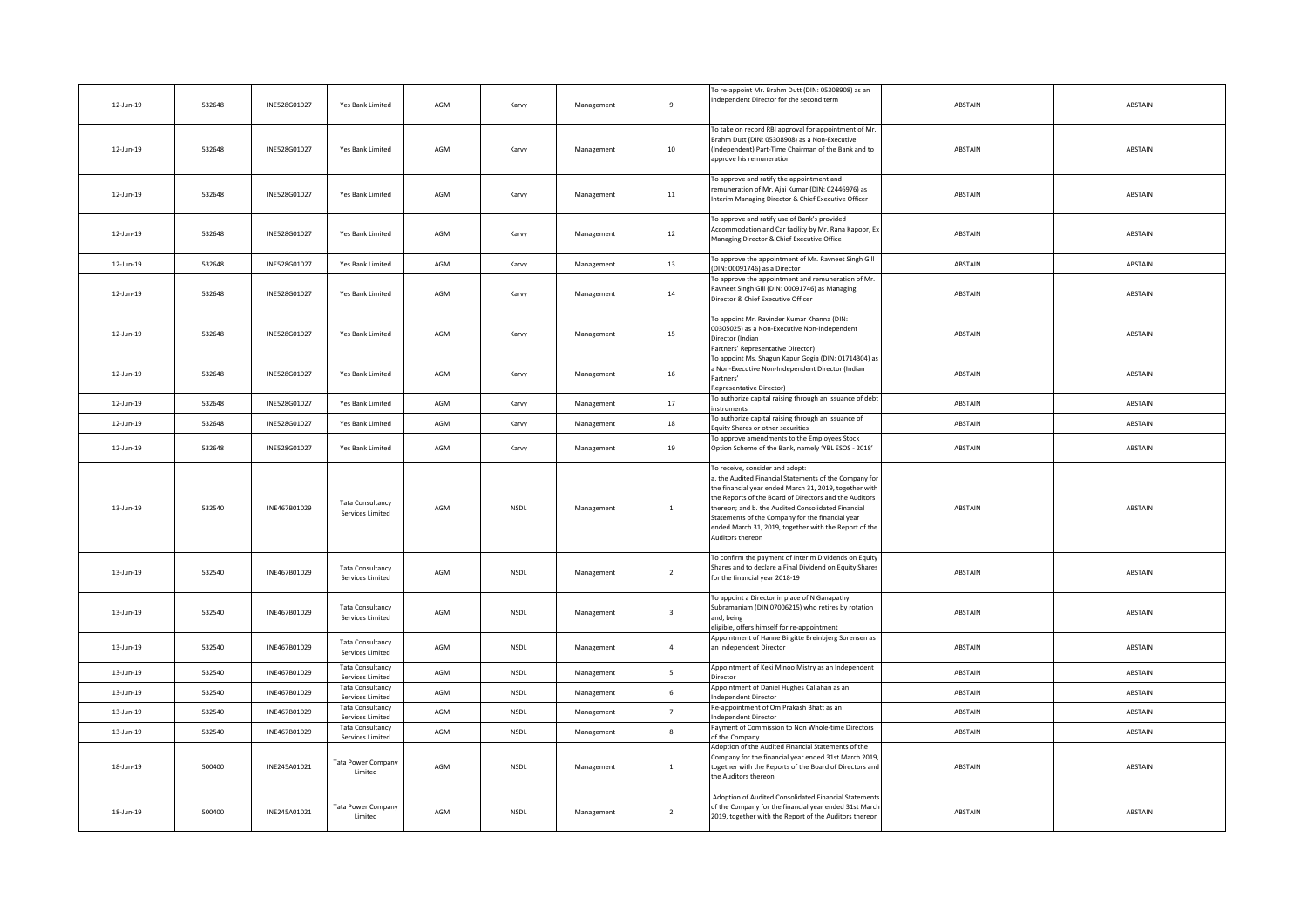| | | | | | | | | | | |
|---|---|---|---|---|---|---|---|---|---|---|
| 12-Jun-19 | 532648 | INE528G01027 | Yes Bank Limited | AGM | Karvy | Management | 9 | To re-appoint Mr. Brahm Dutt (DIN: 05308908) as an Independent Director for the second term | ABSTAIN | ABSTAIN |
| 12-Jun-19 | 532648 | INE528G01027 | Yes Bank Limited | AGM | Karvy | Management | 10 | To take on record RBI approval for appointment of Mr. Brahm Dutt (DIN: 05308908) as a Non-Executive (Independent) Part-Time Chairman of the Bank and to approve his remuneration | ABSTAIN | ABSTAIN |
| 12-Jun-19 | 532648 | INE528G01027 | Yes Bank Limited | AGM | Karvy | Management | 11 | To approve and ratify the appointment and remuneration of Mr. Ajai Kumar (DIN: 02446976) as Interim Managing Director & Chief Executive Officer | ABSTAIN | ABSTAIN |
| 12-Jun-19 | 532648 | INE528G01027 | Yes Bank Limited | AGM | Karvy | Management | 12 | To approve and ratify use of Bank's provided Accommodation and Car facility by Mr. Rana Kapoor, Ex Managing Director & Chief Executive Office | ABSTAIN | ABSTAIN |
| 12-Jun-19 | 532648 | INE528G01027 | Yes Bank Limited | AGM | Karvy | Management | 13 | To approve the appointment of Mr. Ravneet Singh Gill (DIN: 00091746) as a Director | ABSTAIN | ABSTAIN |
| 12-Jun-19 | 532648 | INE528G01027 | Yes Bank Limited | AGM | Karvy | Management | 14 | To approve the appointment and remuneration of Mr. Ravneet Singh Gill (DIN: 00091746) as Managing Director & Chief Executive Officer | ABSTAIN | ABSTAIN |
| 12-Jun-19 | 532648 | INE528G01027 | Yes Bank Limited | AGM | Karvy | Management | 15 | To appoint Mr. Ravinder Kumar Khanna (DIN: 00305025) as a Non-Executive Non-Independent Director (Indian Partners' Representative Director) | ABSTAIN | ABSTAIN |
| 12-Jun-19 | 532648 | INE528G01027 | Yes Bank Limited | AGM | Karvy | Management | 16 | To appoint Ms. Shagun Kapur Gogia (DIN: 01714304) as a Non-Executive Non-Independent Director (Indian Partners' Representative Director) | ABSTAIN | ABSTAIN |
| 12-Jun-19 | 532648 | INE528G01027 | Yes Bank Limited | AGM | Karvy | Management | 17 | To authorize capital raising through an issuance of debt instruments | ABSTAIN | ABSTAIN |
| 12-Jun-19 | 532648 | INE528G01027 | Yes Bank Limited | AGM | Karvy | Management | 18 | To authorize capital raising through an issuance of Equity Shares or other securities | ABSTAIN | ABSTAIN |
| 12-Jun-19 | 532648 | INE528G01027 | Yes Bank Limited | AGM | Karvy | Management | 19 | To approve amendments to the Employees Stock Option Scheme of the Bank, namely 'YBL ESOS - 2018' | ABSTAIN | ABSTAIN |
| 13-Jun-19 | 532540 | INE467B01029 | Tata Consultancy Services Limited | AGM | NSDL | Management | 1 | To receive, consider and adopt: a. the Audited Financial Statements of the Company for the financial year ended March 31, 2019, together with the Reports of the Board of Directors and the Auditors thereon; and b. the Audited Consolidated Financial Statements of the Company for the financial year ended March 31, 2019, together with the Report of the Auditors thereon | ABSTAIN | ABSTAIN |
| 13-Jun-19 | 532540 | INE467B01029 | Tata Consultancy Services Limited | AGM | NSDL | Management | 2 | To confirm the payment of Interim Dividends on Equity Shares and to declare a Final Dividend on Equity Shares for the financial year 2018-19 | ABSTAIN | ABSTAIN |
| 13-Jun-19 | 532540 | INE467B01029 | Tata Consultancy Services Limited | AGM | NSDL | Management | 3 | To appoint a Director in place of N Ganapathy Subramaniam (DIN 07006215) who retires by rotation and, being eligible, offers himself for re-appointment | ABSTAIN | ABSTAIN |
| 13-Jun-19 | 532540 | INE467B01029 | Tata Consultancy Services Limited | AGM | NSDL | Management | 4 | Appointment of Hanne Birgitte Breinbjerg Sorensen as an Independent Director | ABSTAIN | ABSTAIN |
| 13-Jun-19 | 532540 | INE467B01029 | Tata Consultancy Services Limited | AGM | NSDL | Management | 5 | Appointment of Keki Minoo Mistry as an Independent Director | ABSTAIN | ABSTAIN |
| 13-Jun-19 | 532540 | INE467B01029 | Tata Consultancy Services Limited | AGM | NSDL | Management | 6 | Appointment of Daniel Hughes Callahan as an Independent Director | ABSTAIN | ABSTAIN |
| 13-Jun-19 | 532540 | INE467B01029 | Tata Consultancy Services Limited | AGM | NSDL | Management | 7 | Re-appointment of Om Prakash Bhatt as an Independent Director | ABSTAIN | ABSTAIN |
| 13-Jun-19 | 532540 | INE467B01029 | Tata Consultancy Services Limited | AGM | NSDL | Management | 8 | Payment of Commission to Non Whole-time Directors of the Company | ABSTAIN | ABSTAIN |
| 18-Jun-19 | 500400 | INE245A01021 | Tata Power Company Limited | AGM | NSDL | Management | 1 | Adoption of the Audited Financial Statements of the Company for the financial year ended 31st March 2019, together with the Reports of the Board of Directors and the Auditors thereon | ABSTAIN | ABSTAIN |
| 18-Jun-19 | 500400 | INE245A01021 | Tata Power Company Limited | AGM | NSDL | Management | 2 | Adoption of Audited Consolidated Financial Statements of the Company for the financial year ended 31st March 2019, together with the Report of the Auditors thereon | ABSTAIN | ABSTAIN |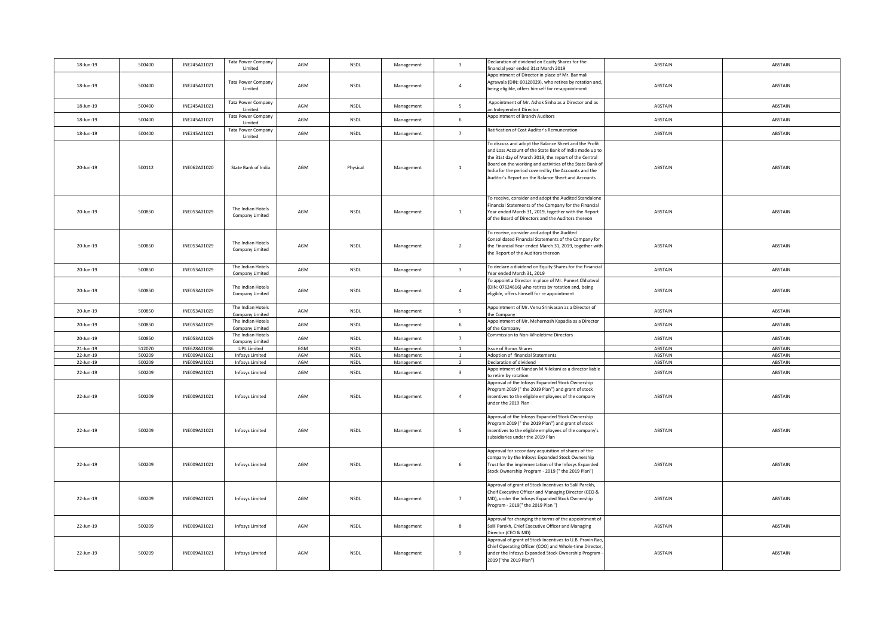| 18-Jun-19 | 500400 | INE245A01021 | Tata Power Company Limited | AGM | NSDL | Management | 3 | Declaration of dividend on Equity Shares for the financial year ended 31st March 2019 | ABSTAIN | ABSTAIN |
|---|---|---|---|---|---|---|---|---|---|---|
| 18-Jun-19 | 500400 | INE245A01021 | Tata Power Company Limited | AGM | NSDL | Management | 4 | Appointment of Director in place of Mr. Banmali Agrawala (DIN: 00120029), who retires by rotation and, being eligible, offers himself for re-appointment | ABSTAIN | ABSTAIN |
| 18-Jun-19 | 500400 | INE245A01021 | Tata Power Company Limited | AGM | NSDL | Management | 5 | Appointment of Mr. Ashok Sinha as a Director and as an Independent Director | ABSTAIN | ABSTAIN |
| 18-Jun-19 | 500400 | INE245A01021 | Tata Power Company Limited | AGM | NSDL | Management | 6 | Appointment of Branch Auditors | ABSTAIN | ABSTAIN |
| 18-Jun-19 | 500400 | INE245A01021 | Tata Power Company Limited | AGM | NSDL | Management | 7 | Ratification of Cost Auditor's Remuneration | ABSTAIN | ABSTAIN |
| 20-Jun-19 | 500112 | INE062A01020 | State Bank of India | AGM | Physical | Management | 1 | To discuss and adopt the Balance Sheet and the Profit and Loss Account of the State Bank of India made up to the 31st day of March 2019, the report of the Central Board on the working and activities of the State Bank of India for the period covered by the Accounts and the Auditor's Report on the Balance Sheet and Accounts | ABSTAIN | ABSTAIN |
| 20-Jun-19 | 500850 | INE053A01029 | The Indian Hotels Company Limited | AGM | NSDL | Management | 1 | To receive, consider and adopt the Audited Standalone Financial Statements of the Company for the Financial Year ended March 31, 2019, together with the Report of the Board of Directors and the Auditors thereon | ABSTAIN | ABSTAIN |
| 20-Jun-19 | 500850 | INE053A01029 | The Indian Hotels Company Limited | AGM | NSDL | Management | 2 | To receive, consider and adopt the Audited Consolidated Financial Statements of the Company for the Financial Year ended March 31, 2019, together with the Report of the Auditors thereon | ABSTAIN | ABSTAIN |
| 20-Jun-19 | 500850 | INE053A01029 | The Indian Hotels Company Limited | AGM | NSDL | Management | 3 | To declare a dividend on Equity Shares for the Financial Year ended March 31, 2019 | ABSTAIN | ABSTAIN |
| 20-Jun-19 | 500850 | INE053A01029 | The Indian Hotels Company Limited | AGM | NSDL | Management | 4 | To appoint a Director in place of Mr. Puneet Chhatwal (DIN: 07624616) who retires by rotation and, being eligible, offers himself for re appointment | ABSTAIN | ABSTAIN |
| 20-Jun-19 | 500850 | INE053A01029 | The Indian Hotels Company Limited | AGM | NSDL | Management | 5 | Appointment of Mr. Venu Srinivasan as a Director of the Company | ABSTAIN | ABSTAIN |
| 20-Jun-19 | 500850 | INE053A01029 | The Indian Hotels Company Limited | AGM | NSDL | Management | 6 | Appointment of Mr. Mehernosh Kapadia as a Director of the Company | ABSTAIN | ABSTAIN |
| 20-Jun-19 | 500850 | INE053A01029 | The Indian Hotels Company Limited | AGM | NSDL | Management | 7 | Commission to Non-Wholetime Directors | ABSTAIN | ABSTAIN |
| 21-Jun-19 | 512070 | INE628A01036 | UPL Limited | EGM | NSDL | Management | 1 | Issue of Bonus Shares | ABSTAIN | ABSTAIN |
| 22-Jun-19 | 500209 | INE009A01021 | Infosys Limited | AGM | NSDL | Management | 1 | Adoption of financial Statements | ABSTAIN | ABSTAIN |
| 22-Jun-19 | 500209 | INE009A01021 | Infosys Limited | AGM | NSDL | Management | 2 | Declaration of dividend | ABSTAIN | ABSTAIN |
| 22-Jun-19 | 500209 | INE009A01021 | Infosys Limited | AGM | NSDL | Management | 3 | Appointment of Nandan M Nilekani as a director liable to retire by rotation | ABSTAIN | ABSTAIN |
| 22-Jun-19 | 500209 | INE009A01021 | Infosys Limited | AGM | NSDL | Management | 4 | Approval of the Infosys Expanded Stock Ownership Program 2019 (" the 2019 Plan") and grant of stock incentives to the eligible employees of the company under the 2019 Plan | ABSTAIN | ABSTAIN |
| 22-Jun-19 | 500209 | INE009A01021 | Infosys Limited | AGM | NSDL | Management | 5 | Approval of the Infosys Expanded Stock Ownership Program 2019 (" the 2019 Plan") and grant of stock incentives to the eligible employees of the company's subsidiaries under the 2019 Plan | ABSTAIN | ABSTAIN |
| 22-Jun-19 | 500209 | INE009A01021 | Infosys Limited | AGM | NSDL | Management | 6 | Approval for secondary acquisition of shares of the company by the Infosys Expanded Stock Ownership Trust for the implementation of the Infosys Expanded Stock Ownership Program - 2019 (" the 2019 Plan") | ABSTAIN | ABSTAIN |
| 22-Jun-19 | 500209 | INE009A01021 | Infosys Limited | AGM | NSDL | Management | 7 | Approval of grant of Stock Incentives to Salil Parekh, Cheif Executive Officer and Managing Director (CEO & MD), under the Infosys Expanded Stock Ownership Program - 2019(" the 2019 Plan ") | ABSTAIN | ABSTAIN |
| 22-Jun-19 | 500209 | INE009A01021 | Infosys Limited | AGM | NSDL | Management | 8 | Approval for changing the terms of the appointment of Salil Parekh, Chief Executive Officer and Managing Director (CEO & MD) | ABSTAIN | ABSTAIN |
| 22-Jun-19 | 500209 | INE009A01021 | Infosys Limited | AGM | NSDL | Management | 9 | Approval of grant of Stock Incentives to U.B. Pravin Rao, Chief Operating Officer (COO) and Whole-time Director, under the Infosys Expanded Stock Ownership Program - 2019 ("the 2019 Plan") | ABSTAIN | ABSTAIN |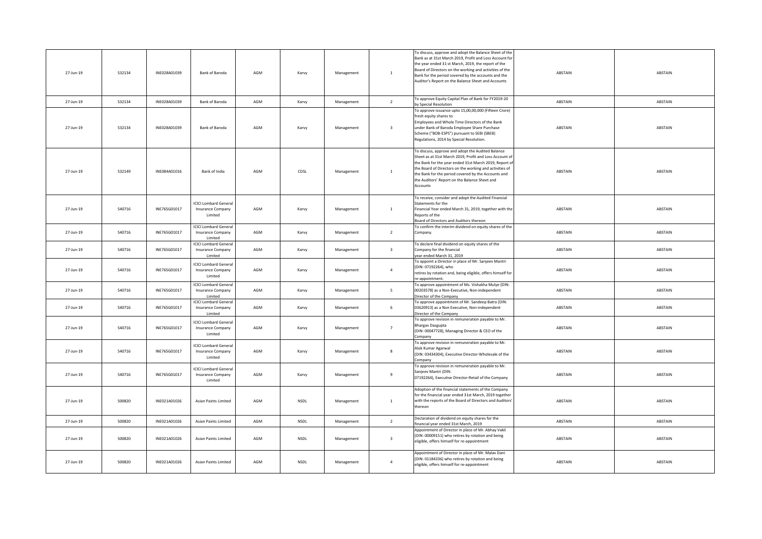| 27-Jun-19 | 532134 | INE028A01039 | Bank of Baroda | AGM | Karvy | Management | 1 | To discuss, approve and adopt the Balance Sheet of the Bank as at 31st March 2019, Profit and Loss Account for the year ended 31 st March, 2019, the report of the Board of Directors on the working and activities of the Bank for the period covered by the accounts and the Auditor's Report on the Balance Sheet and Accounts | ABSTAIN | ABSTAIN |
|---|---|---|---|---|---|---|---|---|---|---|
| 27-Jun-19 | 532134 | INE028A01039 | Bank of Baroda | AGM | Karvy | Management | 2 | To approve Equity Capital Plan of Bank for FY2019-20 by Special Resolution | ABSTAIN | ABSTAIN |
| 27-Jun-19 | 532134 | INE028A01039 | Bank of Baroda | AGM | Karvy | Management | 3 | To approve issuance upto 15,00,00,000 (Fifteen Crore) fresh equity shares to Employees and Whole Time Directors of the Bank under Bank of Baroda Employee Share Purchase Scheme ("BOB-ESPS") pursuant to SEBI (SBEB) Regulations, 2014 by Special Resolution. | ABSTAIN | ABSTAIN |
| 27-Jun-19 | 532149 | INE084A01016 | Bank of India | AGM | CDSL | Management | 1 | To discuss, approve and adopt the Audited Balance Sheet as at 31st March 2019, Profit and Loss Account of the Bank for the year ended 31st March 2019, Report of the Board of Directors on the working and activities of the Bank for the period covered by the Accounts and the Auditors' Report on the Balance Sheet and Accounts | ABSTAIN | ABSTAIN |
| 27-Jun-19 | 540716 | INE765G01017 | ICICI Lombard General Insurance Company Limited | AGM | Karvy | Management | 1 | To receive, consider and adopt the Audited Financial Statements for the Financial Year ended March 31, 2019, together with the Reports of the Board of Directors and Auditors thereon | ABSTAIN | ABSTAIN |
| 27-Jun-19 | 540716 | INE765G01017 | ICICI Lombard General Insurance Company Limited | AGM | Karvy | Management | 2 | To confirm the interim dividend on equity shares of the Company. | ABSTAIN | ABSTAIN |
| 27-Jun-19 | 540716 | INE765G01017 | ICICI Lombard General Insurance Company Limited | AGM | Karvy | Management | 3 | To declare final dividend on equity shares of the Company for the financial year ended March 31, 2019 | ABSTAIN | ABSTAIN |
| 27-Jun-19 | 540716 | INE765G01017 | ICICI Lombard General Insurance Company Limited | AGM | Karvy | Management | 4 | To appoint a Director in place of Mr. Sanjeev Mantri (DIN: 07192264), who retires by rotation and, being eligible, offers himself for re-appointment. | ABSTAIN | ABSTAIN |
| 27-Jun-19 | 540716 | INE765G01017 | ICICI Lombard General Insurance Company Limited | AGM | Karvy | Management | 5 | To approve appointment of Ms. Vishakha Mulye (DIN: 00203578) as a Non-Executive, Non-independent Director of the Company | ABSTAIN | ABSTAIN |
| 27-Jun-19 | 540716 | INE765G01017 | ICICI Lombard General Insurance Company Limited | AGM | Karvy | Management | 6 | To approve appointment of Mr. Sandeep Batra (DIN: 03620913) as a Non Executive, Non-independent Director of the Company | ABSTAIN | ABSTAIN |
| 27-Jun-19 | 540716 | INE765G01017 | ICICI Lombard General Insurance Company Limited | AGM | Karvy | Management | 7 | To approve revision in remuneration payable to Mr. Bhargav Dasgupta (DIN: 00047728), Managing Director & CEO of the Company | ABSTAIN | ABSTAIN |
| 27-Jun-19 | 540716 | INE765G01017 | ICICI Lombard General Insurance Company Limited | AGM | Karvy | Management | 8 | To approve revision in remuneration payable to Mr. Alok Kumar Agarwal (DIN: 03434304), Executive Director-Wholesale of the Company | ABSTAIN | ABSTAIN |
| 27-Jun-19 | 540716 | INE765G01017 | ICICI Lombard General Insurance Company Limited | AGM | Karvy | Management | 9 | To approve revision in remuneration payable to Mr. Sanjeev Mantri (DIN: 07192264), Executive Director-Retail of the Company | ABSTAIN | ABSTAIN |
| 27-Jun-19 | 500820 | INE021A01026 | Asian Paints Limited | AGM | NSDL | Management | 1 | Adoption of the financial statements of the Company for the financial year ended 31st March, 2019 together with the reports of the Board of Directors and Auditors' thereon | ABSTAIN | ABSTAIN |
| 27-Jun-19 | 500820 | INE021A01026 | Asian Paints Limited | AGM | NSDL | Management | 2 | Declaration of dividend on equity shares for the financial year ended 31st March, 2019 | ABSTAIN | ABSTAIN |
| 27-Jun-19 | 500820 | INE021A01026 | Asian Paints Limited | AGM | NSDL | Management | 3 | Appointment of Director in place of Mr. Abhay Vakil (DIN: 00009151) who retires by rotation and being eligible, offers himself for re-appointment | ABSTAIN | ABSTAIN |
| 27-Jun-19 | 500820 | INE021A01026 | Asian Paints Limited | AGM | NSDL | Management | 4 | Appointment of Director in place of Mr. Malav Dani (DIN: 01184336) who retires by rotation and being eligible, offers himself for re-appointment | ABSTAIN | ABSTAIN |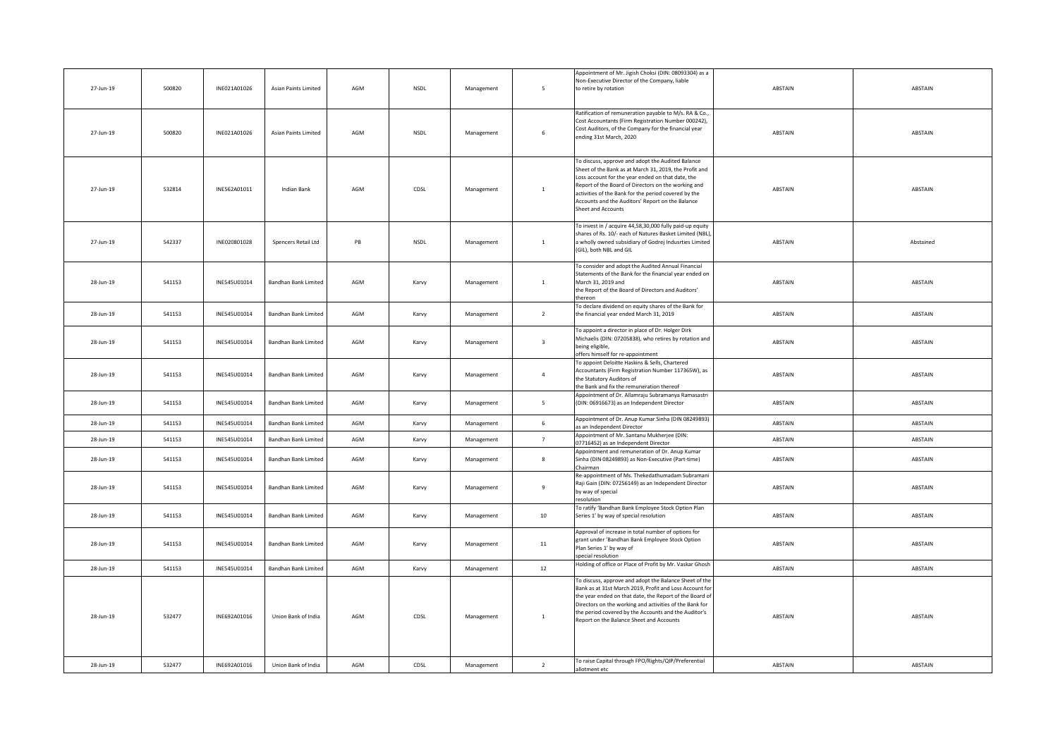| 27-Jun-19 | 500820 | INE021A01026 | Asian Paints Limited | AGM | NSDL | Management | 5 | Appointment of Mr. Jigish Choksi (DIN: 08093304) as a Non-Executive Director of the Company, liable to retire by rotation | ABSTAIN | ABSTAIN |
|---|---|---|---|---|---|---|---|---|---|---|
| 27-Jun-19 | 500820 | INE021A01026 | Asian Paints Limited | AGM | NSDL | Management | 6 | Ratification of remuneration payable to M/s. RA & Co., Cost Accountants (Firm Registration Number 000242), Cost Auditors, of the Company for the financial year ending 31st March, 2020 | ABSTAIN | ABSTAIN |
| 27-Jun-19 | 532814 | INE562A01011 | Indian Bank | AGM | CDSL | Management | 1 | To discuss, approve and adopt the Audited Balance Sheet of the Bank as at March 31, 2019, the Profit and Loss account for the year ended on that date, the Report of the Board of Directors on the working and activities of the Bank for the period covered by the Accounts and the Auditors' Report on the Balance Sheet and Accounts | ABSTAIN | ABSTAIN |
| 27-Jun-19 | 542337 | INE020801028 | Spencers Retail Ltd | PB | NSDL | Management | 1 | To invest in / acquire 44,58,30,000 fully paid-up equity shares of Rs. 10/- each of Natures Basket Limited (NBL), a wholly owned subsidiary of Godrej Indusrties Limited (GIL), both NBL and GIL | ABSTAIN | Abstained |
| 28-Jun-19 | 541153 | INE545U01014 | Bandhan Bank Limited | AGM | Karvy | Management | 1 | To consider and adopt the Audited Annual Financial Statements of the Bank for the financial year ended on March 31, 2019 and the Report of the Board of Directors and Auditors' thereon | ABSTAIN | ABSTAIN |
| 28-Jun-19 | 541153 | INE545U01014 | Bandhan Bank Limited | AGM | Karvy | Management | 2 | To declare dividend on equity shares of the Bank for the financial year ended March 31, 2019 | ABSTAIN | ABSTAIN |
| 28-Jun-19 | 541153 | INE545U01014 | Bandhan Bank Limited | AGM | Karvy | Management | 3 | To appoint a director in place of Dr. Holger Dirk Michaelis (DIN: 07205838), who retires by rotation and being eligible, offers himself for re-appointment | ABSTAIN | ABSTAIN |
| 28-Jun-19 | 541153 | INE545U01014 | Bandhan Bank Limited | AGM | Karvy | Management | 4 | To appoint Deloitte Haskins & Sells, Chartered Accountants (Firm Registration Number 117365W), as the Statutory Auditors of the Bank and fix the remuneration thereof | ABSTAIN | ABSTAIN |
| 28-Jun-19 | 541153 | INE545U01014 | Bandhan Bank Limited | AGM | Karvy | Management | 5 | Appointment of Dr. Allamraju Subramanya Ramasastri (DIN: 06916673) as an Independent Director | ABSTAIN | ABSTAIN |
| 28-Jun-19 | 541153 | INE545U01014 | Bandhan Bank Limited | AGM | Karvy | Management | 6 | Appointment of Dr. Anup Kumar Sinha (DIN 08249893) as an Independent Director | ABSTAIN | ABSTAIN |
| 28-Jun-19 | 541153 | INE545U01014 | Bandhan Bank Limited | AGM | Karvy | Management | 7 | Appointment of Mr. Santanu Mukherjee (DIN: 07716452) as an Independent Director | ABSTAIN | ABSTAIN |
| 28-Jun-19 | 541153 | INE545U01014 | Bandhan Bank Limited | AGM | Karvy | Management | 8 | Appointment and remuneration of Dr. Anup Kumar Sinha (DIN 08249893) as Non-Executive (Part-time) Chairman | ABSTAIN | ABSTAIN |
| 28-Jun-19 | 541153 | INE545U01014 | Bandhan Bank Limited | AGM | Karvy | Management | 9 | Re-appointment of Ms. Thekedathumadam Subramani Raji Gain (DIN: 07256149) as an Independent Director by way of special resolution | ABSTAIN | ABSTAIN |
| 28-Jun-19 | 541153 | INE545U01014 | Bandhan Bank Limited | AGM | Karvy | Management | 10 | To ratify 'Bandhan Bank Employee Stock Option Plan Series 1' by way of special resolution | ABSTAIN | ABSTAIN |
| 28-Jun-19 | 541153 | INE545U01014 | Bandhan Bank Limited | AGM | Karvy | Management | 11 | Approval of increase in total number of options for grant under 'Bandhan Bank Employee Stock Option Plan Series 1' by way of special resolution | ABSTAIN | ABSTAIN |
| 28-Jun-19 | 541153 | INE545U01014 | Bandhan Bank Limited | AGM | Karvy | Management | 12 | Holding of office or Place of Profit by Mr. Vaskar Ghosh | ABSTAIN | ABSTAIN |
| 28-Jun-19 | 532477 | INE692A01016 | Union Bank of India | AGM | CDSL | Management | 1 | To discuss, approve and adopt the Balance Sheet of the Bank as at 31st March 2019, Profit and Loss Account for the year ended on that date, the Report of the Board of Directors on the working and activities of the Bank for the period covered by the Accounts and the Auditor's Report on the Balance Sheet and Accounts | ABSTAIN | ABSTAIN |
| 28-Jun-19 | 532477 | INE692A01016 | Union Bank of India | AGM | CDSL | Management | 2 | To raise Capital through FPO/Rights/QIP/Preferential allotment etc | ABSTAIN | ABSTAIN |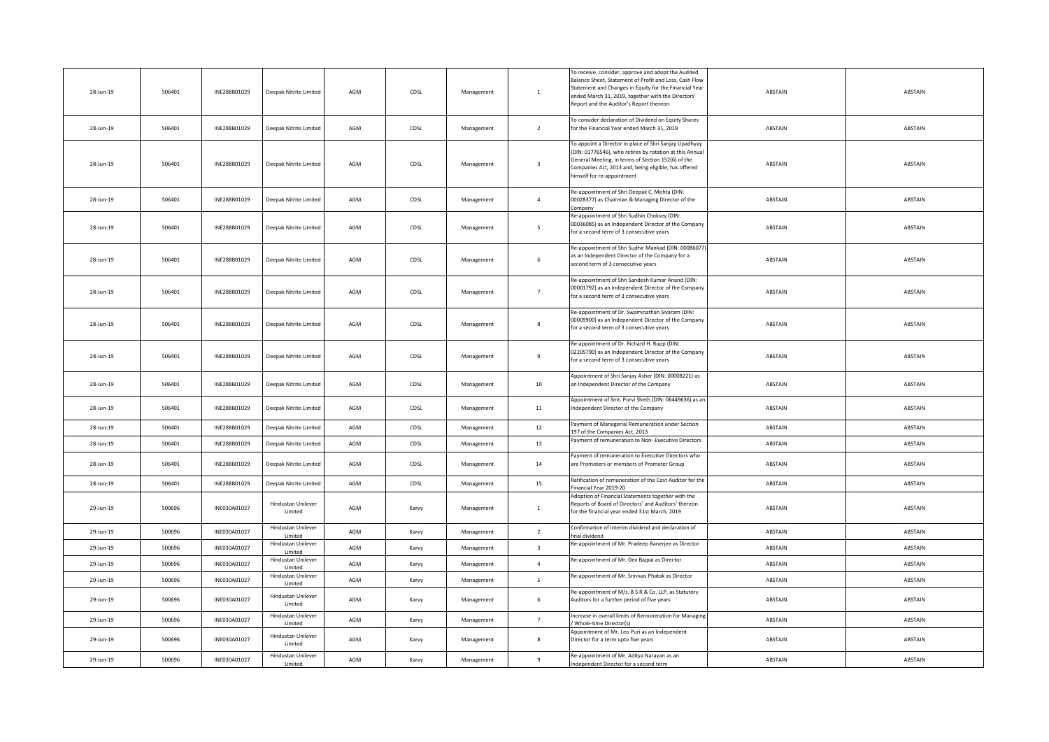| 28-Jun-19 | 506401 | INE288B01029 | Deepak Nitrite Limited | AGM | CDSL | Management | 1 | To receive, consider, approve and adopt the Audited Balance Sheet, Statement of Profit and Loss, Cash Flow Statement and Changes in Equity for the Financial Year ended March 31, 2019, together with the Directors' Report and the Auditor's Report thereon | ABSTAIN | ABSTAIN |
|---|---|---|---|---|---|---|---|---|---|---|
| 28-Jun-19 | 506401 | INE288B01029 | Deepak Nitrite Limited | AGM | CDSL | Management | 2 | To consider declaration of Dividend on Equity Shares for the Financial Year ended March 31, 2019 | ABSTAIN | ABSTAIN |
| 28-Jun-19 | 506401 | INE288B01029 | Deepak Nitrite Limited | AGM | CDSL | Management | 3 | To appoint a Director in place of Shri Sanjay Upadhyay (DIN: 01776546), who retires by rotation at this Annual General Meeting, in terms of Section 152(6) of the Companies Act, 2013 and, being eligible, has offered himself for re-appointment | ABSTAIN | ABSTAIN |
| 28-Jun-19 | 506401 | INE288B01029 | Deepak Nitrite Limited | AGM | CDSL | Management | 4 | Re-appointment of Shri Deepak C. Mehta (DIN: 00028377) as Chairman & Managing Director of the Company | ABSTAIN | ABSTAIN |
| 28-Jun-19 | 506401 | INE288B01029 | Deepak Nitrite Limited | AGM | CDSL | Management | 5 | Re-appointment of Shri Sudhin Choksey (DIN: 00036085) as an Independent Director of the Company for a second term of 3 consecutive years | ABSTAIN | ABSTAIN |
| 28-Jun-19 | 506401 | INE288B01029 | Deepak Nitrite Limited | AGM | CDSL | Management | 6 | Re-appointment of Shri Sudhir Mankad (DIN: 00086077) as an Independent Director of the Company for a second term of 3 consecutive years | ABSTAIN | ABSTAIN |
| 28-Jun-19 | 506401 | INE288B01029 | Deepak Nitrite Limited | AGM | CDSL | Management | 7 | Re-appointment of Shri Sandesh Kumar Anand (DIN: 00001792) as an Independent Director of the Company for a second term of 3 consecutive years | ABSTAIN | ABSTAIN |
| 28-Jun-19 | 506401 | INE288B01029 | Deepak Nitrite Limited | AGM | CDSL | Management | 8 | Re-appointment of Dr. Swaminathan Sivaram (DIN: 00009900) as an Independent Director of the Company for a second term of 3 consecutive years | ABSTAIN | ABSTAIN |
| 28-Jun-19 | 506401 | INE288B01029 | Deepak Nitrite Limited | AGM | CDSL | Management | 9 | Re-appointment of Dr. Richard H. Rupp (DIN: 02205790) as an Independent Director of the Company for a second term of 3 consecutive years | ABSTAIN | ABSTAIN |
| 28-Jun-19 | 506401 | INE288B01029 | Deepak Nitrite Limited | AGM | CDSL | Management | 10 | Appointment of Shri Sanjay Asher (DIN: 00008221) as an Independent Director of the Company | ABSTAIN | ABSTAIN |
| 28-Jun-19 | 506401 | INE288B01029 | Deepak Nitrite Limited | AGM | CDSL | Management | 11 | Appointment of Smt. Purvi Sheth (DIN: 06449636) as an Independent Director of the Company | ABSTAIN | ABSTAIN |
| 28-Jun-19 | 506401 | INE288B01029 | Deepak Nitrite Limited | AGM | CDSL | Management | 12 | Payment of Managerial Remuneration under Section 197 of the Companies Act, 2013 | ABSTAIN | ABSTAIN |
| 28-Jun-19 | 506401 | INE288B01029 | Deepak Nitrite Limited | AGM | CDSL | Management | 13 | Payment of remuneration to Non- Executive Directors | ABSTAIN | ABSTAIN |
| 28-Jun-19 | 506401 | INE288B01029 | Deepak Nitrite Limited | AGM | CDSL | Management | 14 | Payment of remuneration to Executive Directors who are Promoters or members of Promoter Group | ABSTAIN | ABSTAIN |
| 28-Jun-19 | 506401 | INE288B01029 | Deepak Nitrite Limited | AGM | CDSL | Management | 15 | Ratification of remuneration of the Cost Auditor for the Financial Year 2019-20 | ABSTAIN | ABSTAIN |
| 29-Jun-19 | 500696 | INE030A01027 | Hindustan Unilever Limited | AGM | Karvy | Management | 1 | Adoption of Financial Statements together with the Reports of Board of Directors' and Auditors' thereon for the financial year ended 31st March, 2019 | ABSTAIN | ABSTAIN |
| 29-Jun-19 | 500696 | INE030A01027 | Hindustan Unilever Limited | AGM | Karvy | Management | 2 | Confirmation of interim dividend and declaration of final dividend | ABSTAIN | ABSTAIN |
| 29-Jun-19 | 500696 | INE030A01027 | Hindustan Unilever Limited | AGM | Karvy | Management | 3 | Re-appointment of Mr. Pradeep Banerjee as Director | ABSTAIN | ABSTAIN |
| 29-Jun-19 | 500696 | INE030A01027 | Hindustan Unilever Limited | AGM | Karvy | Management | 4 | Re-appointment of Mr. Dev Bajpai as Director | ABSTAIN | ABSTAIN |
| 29-Jun-19 | 500696 | INE030A01027 | Hindustan Unilever Limited | AGM | Karvy | Management | 5 | Re-appointment of Mr. Srinivas Phatak as Director | ABSTAIN | ABSTAIN |
| 29-Jun-19 | 500696 | INE030A01027 | Hindustan Unilever Limited | AGM | Karvy | Management | 6 | Re-appointment of M/s. B S R & Co. LLP, as Statutory Auditors for a further period of five years | ABSTAIN | ABSTAIN |
| 29-Jun-19 | 500696 | INE030A01027 | Hindustan Unilever Limited | AGM | Karvy | Management | 7 | Increase in overall limits of Remuneration for Managing / Whole-time Director(s) | ABSTAIN | ABSTAIN |
| 29-Jun-19 | 500696 | INE030A01027 | Hindustan Unilever Limited | AGM | Karvy | Management | 8 | Appointment of Mr. Leo Puri as an Independent Director for a term upto five years | ABSTAIN | ABSTAIN |
| 29-Jun-19 | 500696 | INE030A01027 | Hindustan Unilever Limited | AGM | Karvy | Management | 9 | Re-appointment of Mr. Aditya Narayan as an Independent Director for a second term | ABSTAIN | ABSTAIN |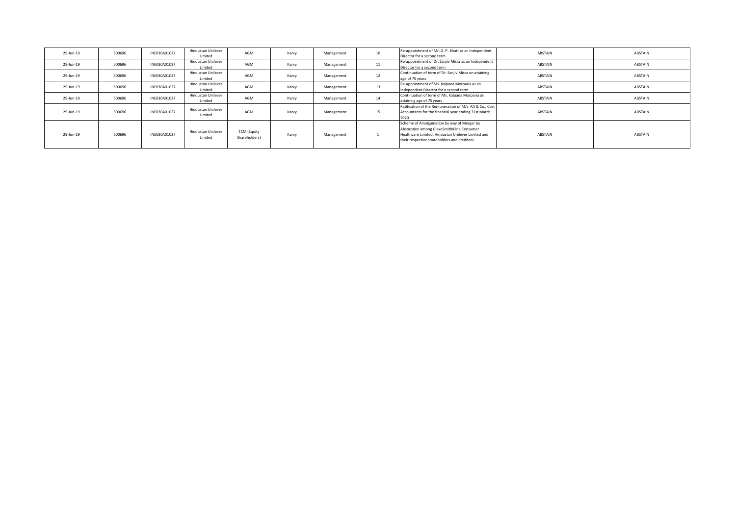| | | | | | | | | | | |
|---|---|---|---|---|---|---|---|---|---|---|
| 29-Jun-19 | 500696 | INE030A01027 | Hindustan Unilever Limited | AGM | Karvy | Management | 10 | Re-appointment of Mr. O. P. Bhatt as an Independent Director for a second term | ABSTAIN | ABSTAIN |
| 29-Jun-19 | 500696 | INE030A01027 | Hindustan Unilever Limited | AGM | Karvy | Management | 11 | Re-appointment of Dr. Sanjiv Misra as an Independent Director for a second term | ABSTAIN | ABSTAIN |
| 29-Jun-19 | 500696 | INE030A01027 | Hindustan Unilever Limited | AGM | Karvy | Management | 12 | Continuation of term of Dr. Sanjiv Misra on attaining age of 75 years | ABSTAIN | ABSTAIN |
| 29-Jun-19 | 500696 | INE030A01027 | Hindustan Unilever Limited | AGM | Karvy | Management | 13 | Re-appointment of Ms. Kalpana Morparia as an Independent Director for a second term. | ABSTAIN | ABSTAIN |
| 29-Jun-19 | 500696 | INE030A01027 | Hindustan Unilever Limited | AGM | Karvy | Management | 14 | Continuation of term of Ms. Kalpana Morparia on attaining age of 75 years | ABSTAIN | ABSTAIN |
| 29-Jun-19 | 500696 | INE030A01027 | Hindustan Unilever Limited | AGM | Karvy | Management | 15 | Ratification of the Remuneration of M/s. RA & Co., Cost Accountants for the financial year ending 31st March, 2020 | ABSTAIN | ABSTAIN |
| 29-Jun-19 | 500696 | INE030A01027 | Hindustan Unilever Limited | TCM (Equity Shareholders) | Karvy | Management | 1 | Scheme of Amalgamation by way of Merger by Absorption among GlaxoSmithKline Consumer Healthcare Limited, Hindustan Unilever Limited and their respective shareholders and creditors | ABSTAIN | ABSTAIN |